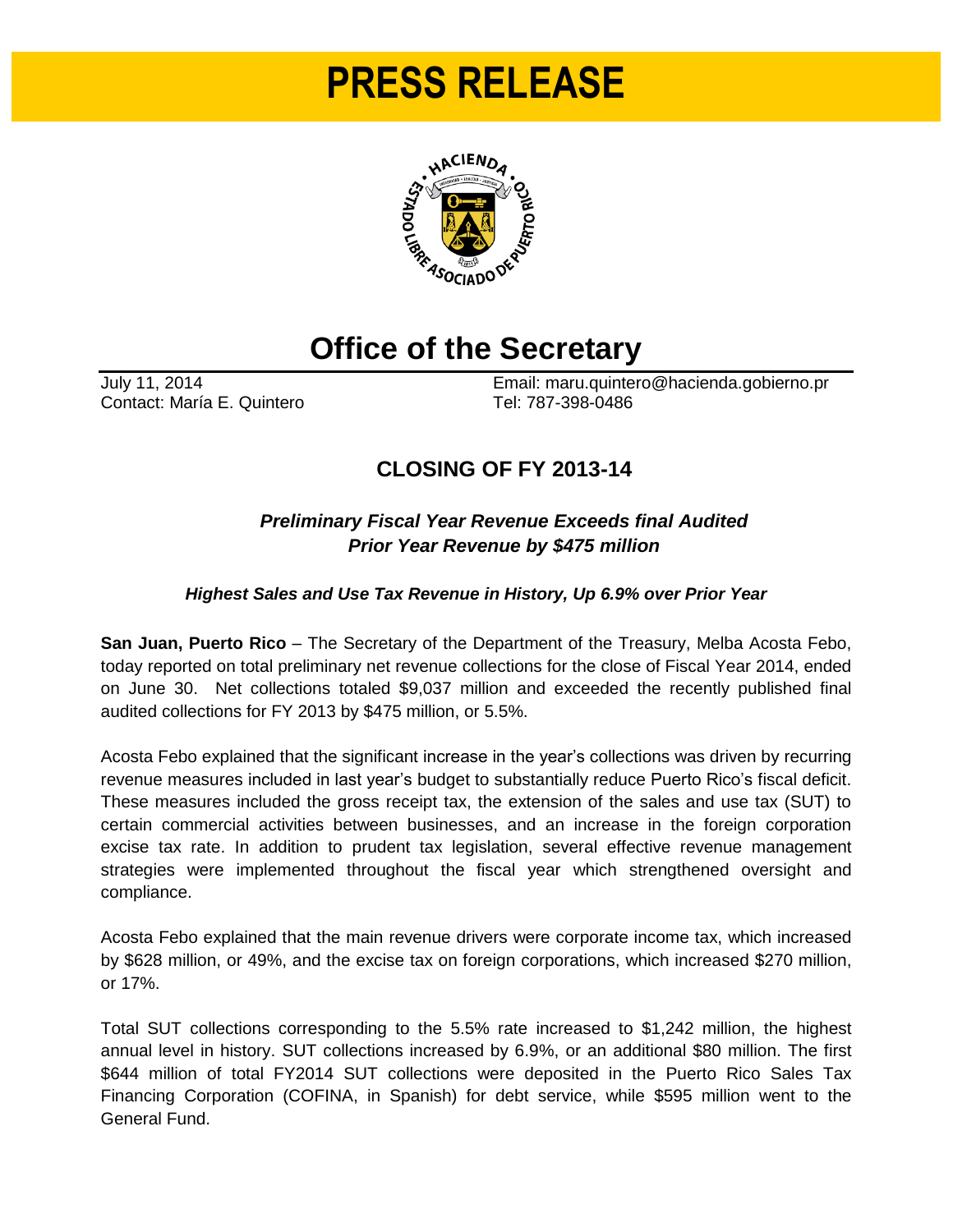# PRESS RELEASE

## Office of the Secretary

July 11, 2014
Contact: María E. Quintero

Email: maru.quintero@hacienda.gobierno.pr
Tel: 787-398-0486

### CLOSING OF FY 2013-14

***Preliminary Fiscal Year Revenue Exceeds final Audited Prior Year Revenue by $475 million***

***Highest Sales and Use Tax Revenue in History, Up 6.9% over Prior Year***

**San Juan, Puerto Rico** – The Secretary of the Department of the Treasury, Melba Acosta Febo, today reported on total preliminary net revenue collections for the close of Fiscal Year 2014, ended on June 30. Net collections totaled $9,037 million and exceeded the recently published final audited collections for FY 2013 by $475 million, or 5.5%.

Acosta Febo explained that the significant increase in the year's collections was driven by recurring revenue measures included in last year's budget to substantially reduce Puerto Rico's fiscal deficit. These measures included the gross receipt tax, the extension of the sales and use tax (SUT) to certain commercial activities between businesses, and an increase in the foreign corporation excise tax rate. In addition to prudent tax legislation, several effective revenue management strategies were implemented throughout the fiscal year which strengthened oversight and compliance.

Acosta Febo explained that the main revenue drivers were corporate income tax, which increased by $628 million, or 49%, and the excise tax on foreign corporations, which increased $270 million, or 17%.

Total SUT collections corresponding to the 5.5% rate increased to $1,242 million, the highest annual level in history. SUT collections increased by 6.9%, or an additional $80 million. The first $644 million of total FY2014 SUT collections were deposited in the Puerto Rico Sales Tax Financing Corporation (COFINA, in Spanish) for debt service, while $595 million went to the General Fund.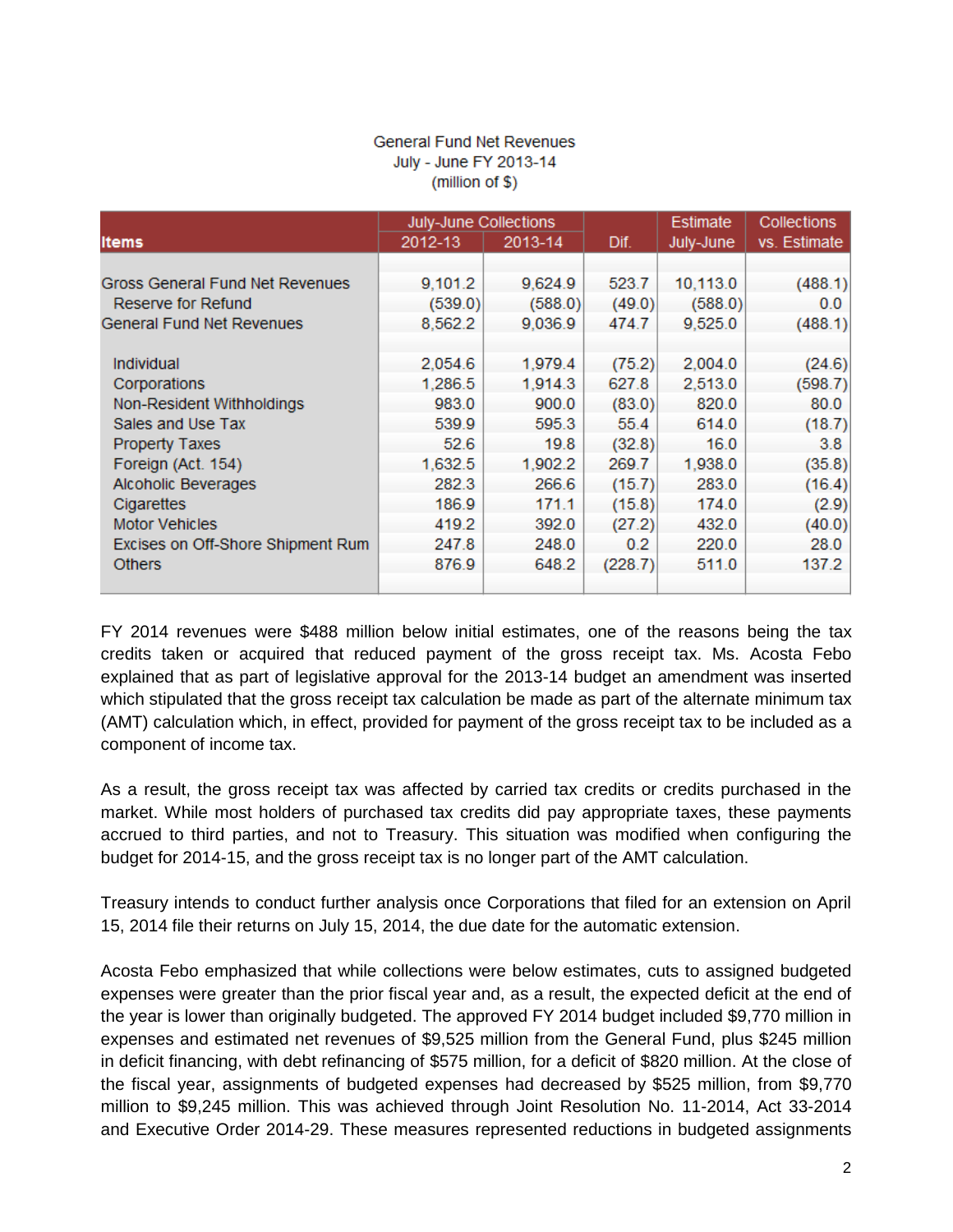General Fund Net Revenues
July - June FY 2013-14
(million of $)

| Items | July-June Collections | | Dif. | Estimate | Collections |
|---|---|---|---|---|---|
| | 2012-13 | 2013-14 | | July-June | vs. Estimate |
| Gross General Fund Net Revenues | 9,101.2 | 9,624.9 | 523.7 | 10,113.0 | (488.1) |
| Reserve for Refund | (539.0) | (588.0) | (49.0) | (588.0) | 0.0 |
| General Fund Net Revenues | 8,562.2 | 9,036.9 | 474.7 | 9,525.0 | (488.1) |
| Individual | 2,054.6 | 1,979.4 | (75.2) | 2,004.0 | (24.6) |
| Corporations | 1,286.5 | 1,914.3 | 627.8 | 2,513.0 | (598.7) |
| Non-Resident Withholdings | 983.0 | 900.0 | (83.0) | 820.0 | 80.0 |
| Sales and Use Tax | 539.9 | 595.3 | 55.4 | 614.0 | (18.7) |
| Property Taxes | 52.6 | 19.8 | (32.8) | 16.0 | 3.8 |
| Foreign (Act. 154) | 1,632.5 | 1,902.2 | 269.7 | 1,938.0 | (35.8) |
| Alcoholic Beverages | 282.3 | 266.6 | (15.7) | 283.0 | (16.4) |
| Cigarettes | 186.9 | 171.1 | (15.8) | 174.0 | (2.9) |
| Motor Vehicles | 419.2 | 392.0 | (27.2) | 432.0 | (40.0) |
| Excises on Off-Shore Shipment Rum | 247.8 | 248.0 | 0.2 | 220.0 | 28.0 |
| Others | 876.9 | 648.2 | (228.7) | 511.0 | 137.2 |

FY 2014 revenues were $488 million below initial estimates, one of the reasons being the tax credits taken or acquired that reduced payment of the gross receipt tax. Ms. Acosta Febo explained that as part of legislative approval for the 2013-14 budget an amendment was inserted which stipulated that the gross receipt tax calculation be made as part of the alternate minimum tax (AMT) calculation which, in effect, provided for payment of the gross receipt tax to be included as a component of income tax.

As a result, the gross receipt tax was affected by carried tax credits or credits purchased in the market. While most holders of purchased tax credits did pay appropriate taxes, these payments accrued to third parties, and not to Treasury. This situation was modified when configuring the budget for 2014-15, and the gross receipt tax is no longer part of the AMT calculation.

Treasury intends to conduct further analysis once Corporations that filed for an extension on April 15, 2014 file their returns on July 15, 2014, the due date for the automatic extension.

Acosta Febo emphasized that while collections were below estimates, cuts to assigned budgeted expenses were greater than the prior fiscal year and, as a result, the expected deficit at the end of the year is lower than originally budgeted. The approved FY 2014 budget included $9,770 million in expenses and estimated net revenues of $9,525 million from the General Fund, plus $245 million in deficit financing, with debt refinancing of $575 million, for a deficit of $820 million. At the close of the fiscal year, assignments of budgeted expenses had decreased by $525 million, from $9,770 million to $9,245 million. This was achieved through Joint Resolution No. 11-2014, Act 33-2014 and Executive Order 2014-29. These measures represented reductions in budgeted assignments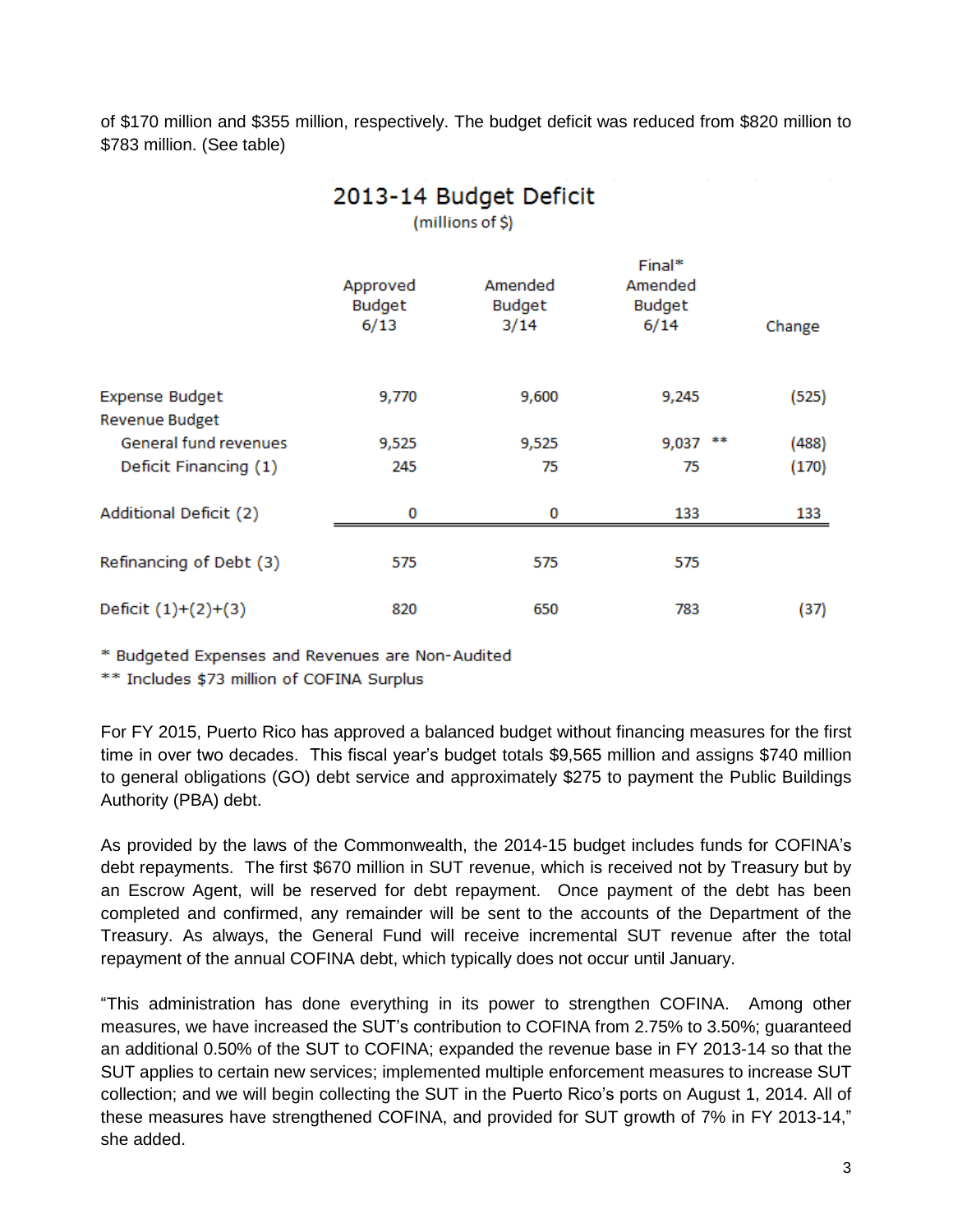of $170 million and $355 million, respectively. The budget deficit was reduced from $820 million to $783 million. (See table)

## 2013-14 Budget Deficit

(millions of $)

| | Approved Budget 6/13 | Amended Budget 3/14 | Final* Amended Budget 6/14 | Change |
|---|---|---|---|---|
| Expense Budget | 9,770 | 9,600 | 9,245 | (525) |
| Revenue Budget | | | | |
| General fund revenues | 9,525 | 9,525 | 9,037 ** | (488) |
| Deficit Financing (1) | 245 | 75 | 75 | (170) |
| Additional Deficit (2) | 0 | 0 | 133 | 133 |
| Refinancing of Debt (3) | 575 | 575 | 575 | |
| Deficit (1)+(2)+(3) | 820 | 650 | 783 | (37) |

* Budgeted Expenses and Revenues are Non-Audited

** Includes $73 million of COFINA Surplus

For FY 2015, Puerto Rico has approved a balanced budget without financing measures for the first time in over two decades. This fiscal year's budget totals $9,565 million and assigns $740 million to general obligations (GO) debt service and approximately $275 to payment the Public Buildings Authority (PBA) debt.

As provided by the laws of the Commonwealth, the 2014-15 budget includes funds for COFINA's debt repayments. The first $670 million in SUT revenue, which is received not by Treasury but by an Escrow Agent, will be reserved for debt repayment. Once payment of the debt has been completed and confirmed, any remainder will be sent to the accounts of the Department of the Treasury. As always, the General Fund will receive incremental SUT revenue after the total repayment of the annual COFINA debt, which typically does not occur until January.

"This administration has done everything in its power to strengthen COFINA. Among other measures, we have increased the SUT's contribution to COFINA from 2.75% to 3.50%; guaranteed an additional 0.50% of the SUT to COFINA; expanded the revenue base in FY 2013-14 so that the SUT applies to certain new services; implemented multiple enforcement measures to increase SUT collection; and we will begin collecting the SUT in the Puerto Rico's ports on August 1, 2014. All of these measures have strengthened COFINA, and provided for SUT growth of 7% in FY 2013-14," she added.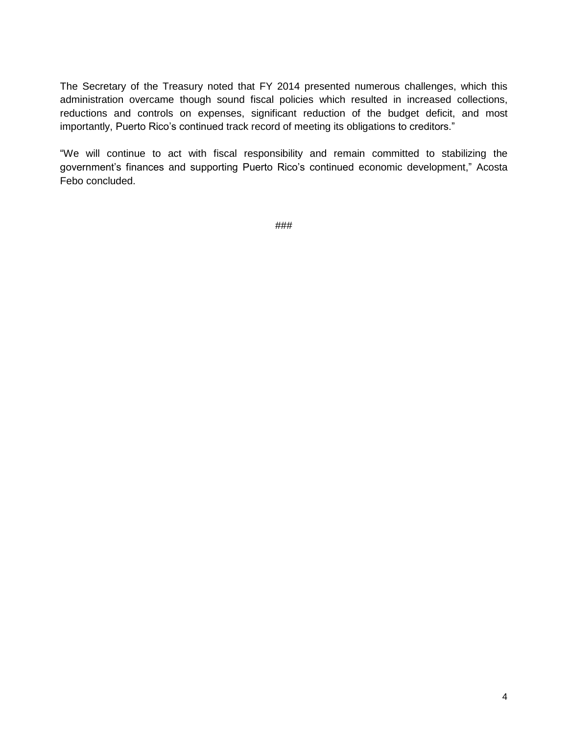The Secretary of the Treasury noted that FY 2014 presented numerous challenges, which this administration overcame though sound fiscal policies which resulted in increased collections, reductions and controls on expenses, significant reduction of the budget deficit, and most importantly, Puerto Rico's continued track record of meeting its obligations to creditors."

"We will continue to act with fiscal responsibility and remain committed to stabilizing the government's finances and supporting Puerto Rico's continued economic development," Acosta Febo concluded.

###